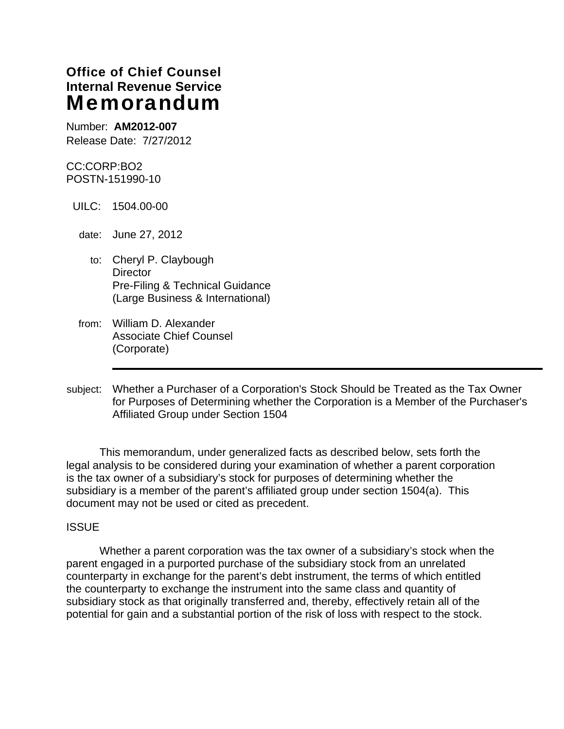**Office of Chief Counsel**
**Internal Revenue Service**
# Memorandum

Number: **AM2012-007**
Release Date: 7/27/2012

CC:CORP:BO2
POSTN-151990-10

UILC: 1504.00-00

date: June 27, 2012

to: Cheryl P. Claybough
Director
Pre-Filing & Technical Guidance
(Large Business & International)

from: William D. Alexander
Associate Chief Counsel
(Corporate)

subject: Whether a Purchaser of a Corporation's Stock Should be Treated as the Tax Owner for Purposes of Determining whether the Corporation is a Member of the Purchaser's Affiliated Group under Section 1504

This memorandum, under generalized facts as described below, sets forth the legal analysis to be considered during your examination of whether a parent corporation is the tax owner of a subsidiary's stock for purposes of determining whether the subsidiary is a member of the parent's affiliated group under section 1504(a). This document may not be used or cited as precedent.

ISSUE

Whether a parent corporation was the tax owner of a subsidiary's stock when the parent engaged in a purported purchase of the subsidiary stock from an unrelated counterparty in exchange for the parent's debt instrument, the terms of which entitled the counterparty to exchange the instrument into the same class and quantity of subsidiary stock as that originally transferred and, thereby, effectively retain all of the potential for gain and a substantial portion of the risk of loss with respect to the stock.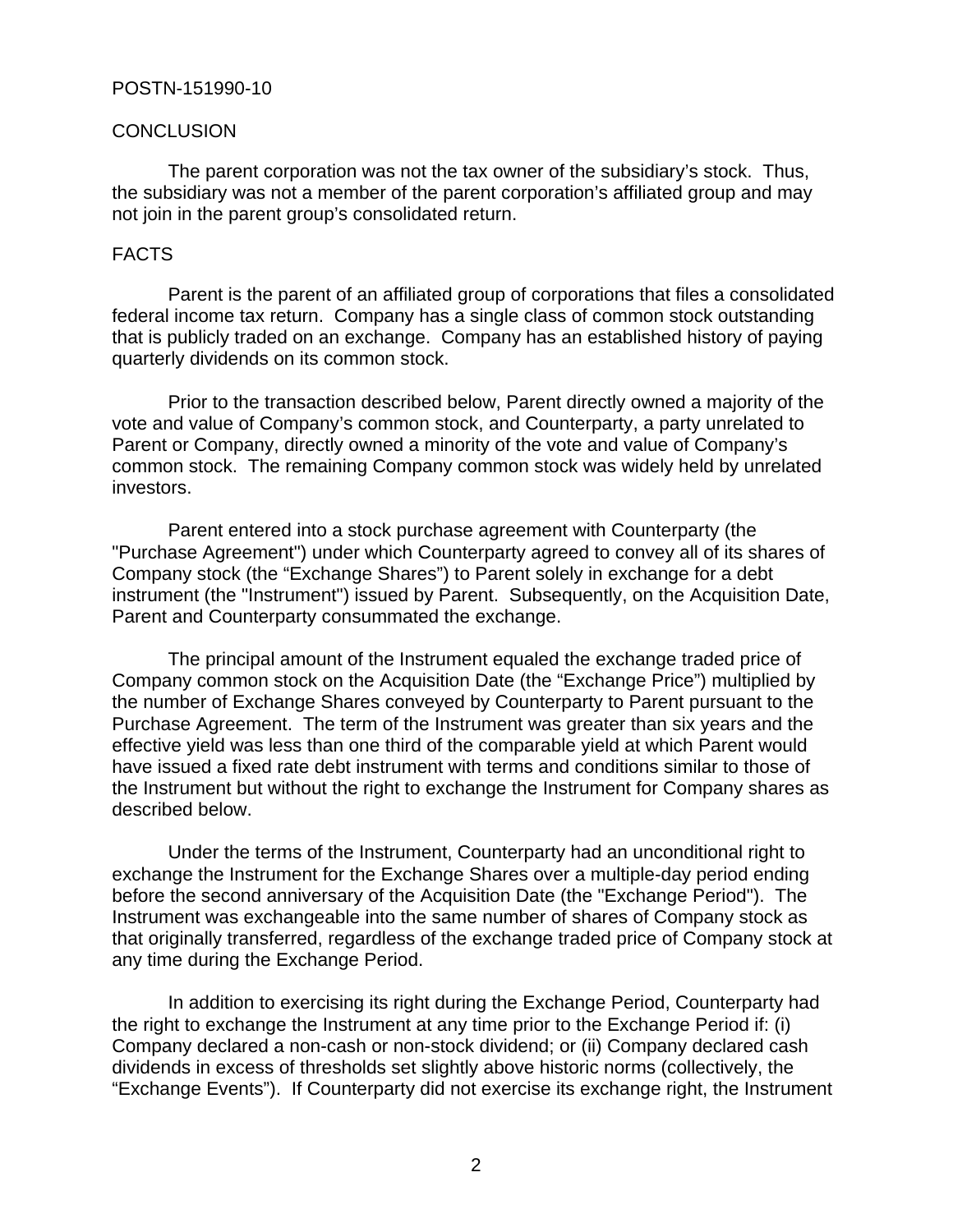POSTN-151990-10

## CONCLUSION

The parent corporation was not the tax owner of the subsidiary's stock. Thus, the subsidiary was not a member of the parent corporation's affiliated group and may not join in the parent group's consolidated return.

## FACTS

Parent is the parent of an affiliated group of corporations that files a consolidated federal income tax return. Company has a single class of common stock outstanding that is publicly traded on an exchange. Company has an established history of paying quarterly dividends on its common stock.

Prior to the transaction described below, Parent directly owned a majority of the vote and value of Company's common stock, and Counterparty, a party unrelated to Parent or Company, directly owned a minority of the vote and value of Company's common stock. The remaining Company common stock was widely held by unrelated investors.

Parent entered into a stock purchase agreement with Counterparty (the "Purchase Agreement") under which Counterparty agreed to convey all of its shares of Company stock (the "Exchange Shares") to Parent solely in exchange for a debt instrument (the "Instrument") issued by Parent. Subsequently, on the Acquisition Date, Parent and Counterparty consummated the exchange.

The principal amount of the Instrument equaled the exchange traded price of Company common stock on the Acquisition Date (the "Exchange Price") multiplied by the number of Exchange Shares conveyed by Counterparty to Parent pursuant to the Purchase Agreement. The term of the Instrument was greater than six years and the effective yield was less than one third of the comparable yield at which Parent would have issued a fixed rate debt instrument with terms and conditions similar to those of the Instrument but without the right to exchange the Instrument for Company shares as described below.

Under the terms of the Instrument, Counterparty had an unconditional right to exchange the Instrument for the Exchange Shares over a multiple-day period ending before the second anniversary of the Acquisition Date (the "Exchange Period"). The Instrument was exchangeable into the same number of shares of Company stock as that originally transferred, regardless of the exchange traded price of Company stock at any time during the Exchange Period.

In addition to exercising its right during the Exchange Period, Counterparty had the right to exchange the Instrument at any time prior to the Exchange Period if: (i) Company declared a non-cash or non-stock dividend; or (ii) Company declared cash dividends in excess of thresholds set slightly above historic norms (collectively, the "Exchange Events"). If Counterparty did not exercise its exchange right, the Instrument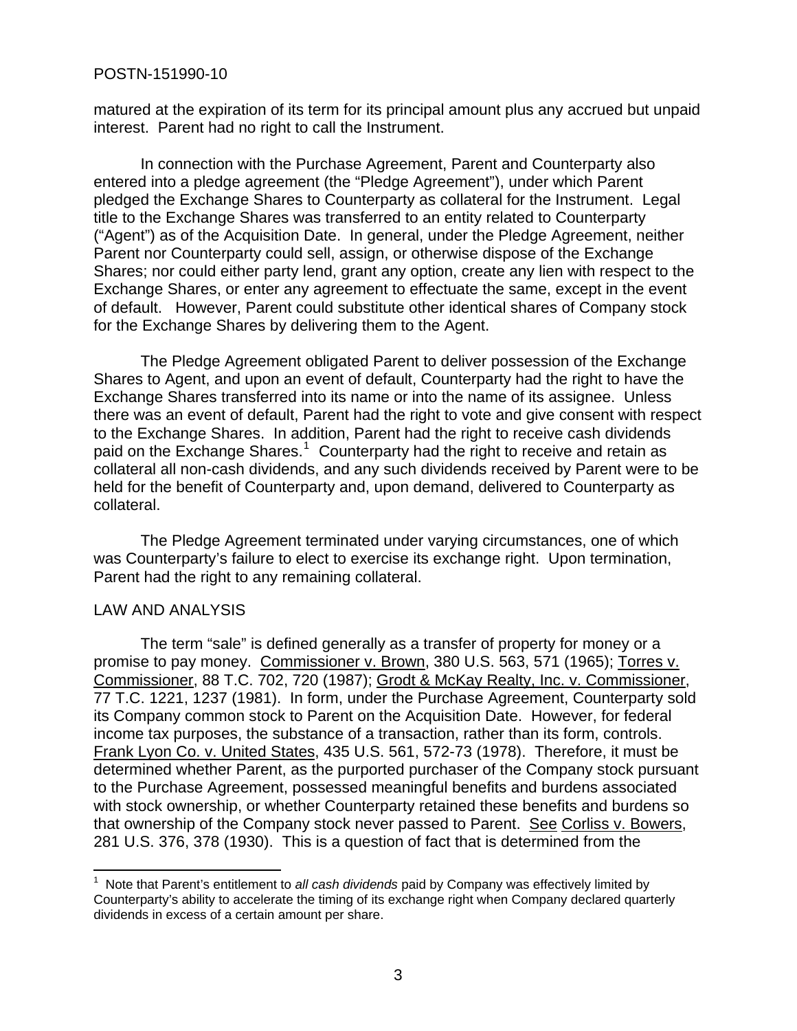matured at the expiration of its term for its principal amount plus any accrued but unpaid interest. Parent had no right to call the Instrument.

In connection with the Purchase Agreement, Parent and Counterparty also entered into a pledge agreement (the "Pledge Agreement"), under which Parent pledged the Exchange Shares to Counterparty as collateral for the Instrument. Legal title to the Exchange Shares was transferred to an entity related to Counterparty ("Agent") as of the Acquisition Date. In general, under the Pledge Agreement, neither Parent nor Counterparty could sell, assign, or otherwise dispose of the Exchange Shares; nor could either party lend, grant any option, create any lien with respect to the Exchange Shares, or enter any agreement to effectuate the same, except in the event of default. However, Parent could substitute other identical shares of Company stock for the Exchange Shares by delivering them to the Agent.

The Pledge Agreement obligated Parent to deliver possession of the Exchange Shares to Agent, and upon an event of default, Counterparty had the right to have the Exchange Shares transferred into its name or into the name of its assignee. Unless there was an event of default, Parent had the right to vote and give consent with respect to the Exchange Shares. In addition, Parent had the right to receive cash dividends paid on the Exchange Shares.[1] Counterparty had the right to receive and retain as collateral all non-cash dividends, and any such dividends received by Parent were to be held for the benefit of Counterparty and, upon demand, delivered to Counterparty as collateral.

The Pledge Agreement terminated under varying circumstances, one of which was Counterparty's failure to elect to exercise its exchange right. Upon termination, Parent had the right to any remaining collateral.

## LAW AND ANALYSIS

The term "sale" is defined generally as a transfer of property for money or a promise to pay money. Commissioner v. Brown, 380 U.S. 563, 571 (1965); Torres v. Commissioner, 88 T.C. 702, 720 (1987); Grodt & McKay Realty, Inc. v. Commissioner, 77 T.C. 1221, 1237 (1981). In form, under the Purchase Agreement, Counterparty sold its Company common stock to Parent on the Acquisition Date. However, for federal income tax purposes, the substance of a transaction, rather than its form, controls. Frank Lyon Co. v. United States, 435 U.S. 561, 572-73 (1978). Therefore, it must be determined whether Parent, as the purported purchaser of the Company stock pursuant to the Purchase Agreement, possessed meaningful benefits and burdens associated with stock ownership, or whether Counterparty retained these benefits and burdens so that ownership of the Company stock never passed to Parent. See Corliss v. Bowers, 281 U.S. 376, 378 (1930). This is a question of fact that is determined from the

---

[1] Note that Parent's entitlement to *all cash dividends* paid by Company was effectively limited by Counterparty's ability to accelerate the timing of its exchange right when Company declared quarterly dividends in excess of a certain amount per share.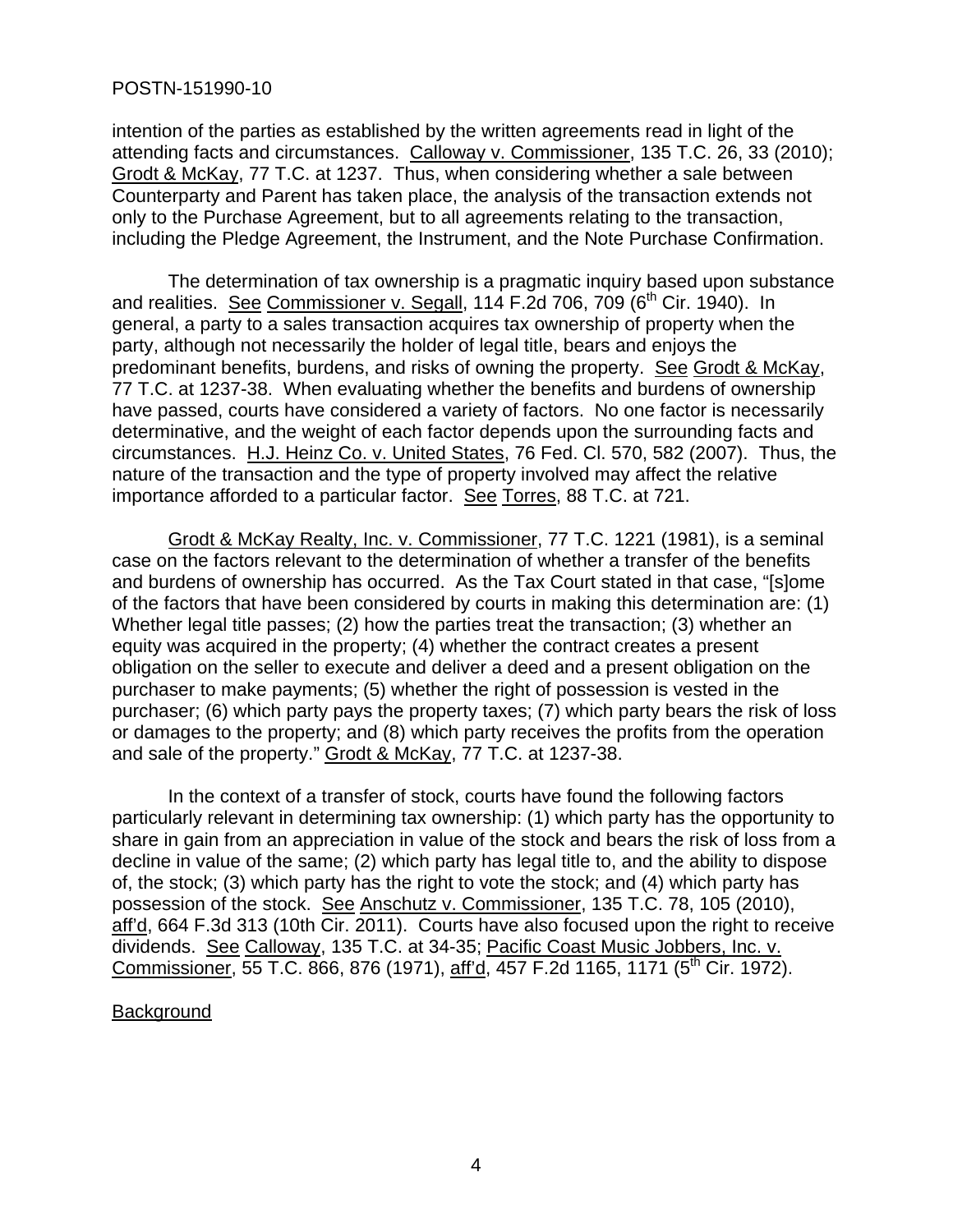intention of the parties as established by the written agreements read in light of the attending facts and circumstances. Calloway v. Commissioner, 135 T.C. 26, 33 (2010); Grodt & McKay, 77 T.C. at 1237. Thus, when considering whether a sale between Counterparty and Parent has taken place, the analysis of the transaction extends not only to the Purchase Agreement, but to all agreements relating to the transaction, including the Pledge Agreement, the Instrument, and the Note Purchase Confirmation.

The determination of tax ownership is a pragmatic inquiry based upon substance and realities. See Commissioner v. Segall, 114 F.2d 706, 709 (6th Cir. 1940). In general, a party to a sales transaction acquires tax ownership of property when the party, although not necessarily the holder of legal title, bears and enjoys the predominant benefits, burdens, and risks of owning the property. See Grodt & McKay, 77 T.C. at 1237-38. When evaluating whether the benefits and burdens of ownership have passed, courts have considered a variety of factors. No one factor is necessarily determinative, and the weight of each factor depends upon the surrounding facts and circumstances. H.J. Heinz Co. v. United States, 76 Fed. Cl. 570, 582 (2007). Thus, the nature of the transaction and the type of property involved may affect the relative importance afforded to a particular factor. See Torres, 88 T.C. at 721.

Grodt & McKay Realty, Inc. v. Commissioner, 77 T.C. 1221 (1981), is a seminal case on the factors relevant to the determination of whether a transfer of the benefits and burdens of ownership has occurred. As the Tax Court stated in that case, "[s]ome of the factors that have been considered by courts in making this determination are: (1) Whether legal title passes; (2) how the parties treat the transaction; (3) whether an equity was acquired in the property; (4) whether the contract creates a present obligation on the seller to execute and deliver a deed and a present obligation on the purchaser to make payments; (5) whether the right of possession is vested in the purchaser; (6) which party pays the property taxes; (7) which party bears the risk of loss or damages to the property; and (8) which party receives the profits from the operation and sale of the property." Grodt & McKay, 77 T.C. at 1237-38.

In the context of a transfer of stock, courts have found the following factors particularly relevant in determining tax ownership: (1) which party has the opportunity to share in gain from an appreciation in value of the stock and bears the risk of loss from a decline in value of the same; (2) which party has legal title to, and the ability to dispose of, the stock; (3) which party has the right to vote the stock; and (4) which party has possession of the stock. See Anschutz v. Commissioner, 135 T.C. 78, 105 (2010), aff'd, 664 F.3d 313 (10th Cir. 2011). Courts have also focused upon the right to receive dividends. See Calloway, 135 T.C. at 34-35; Pacific Coast Music Jobbers, Inc. v. Commissioner, 55 T.C. 866, 876 (1971), aff'd, 457 F.2d 1165, 1171 (5th Cir. 1972).

## Background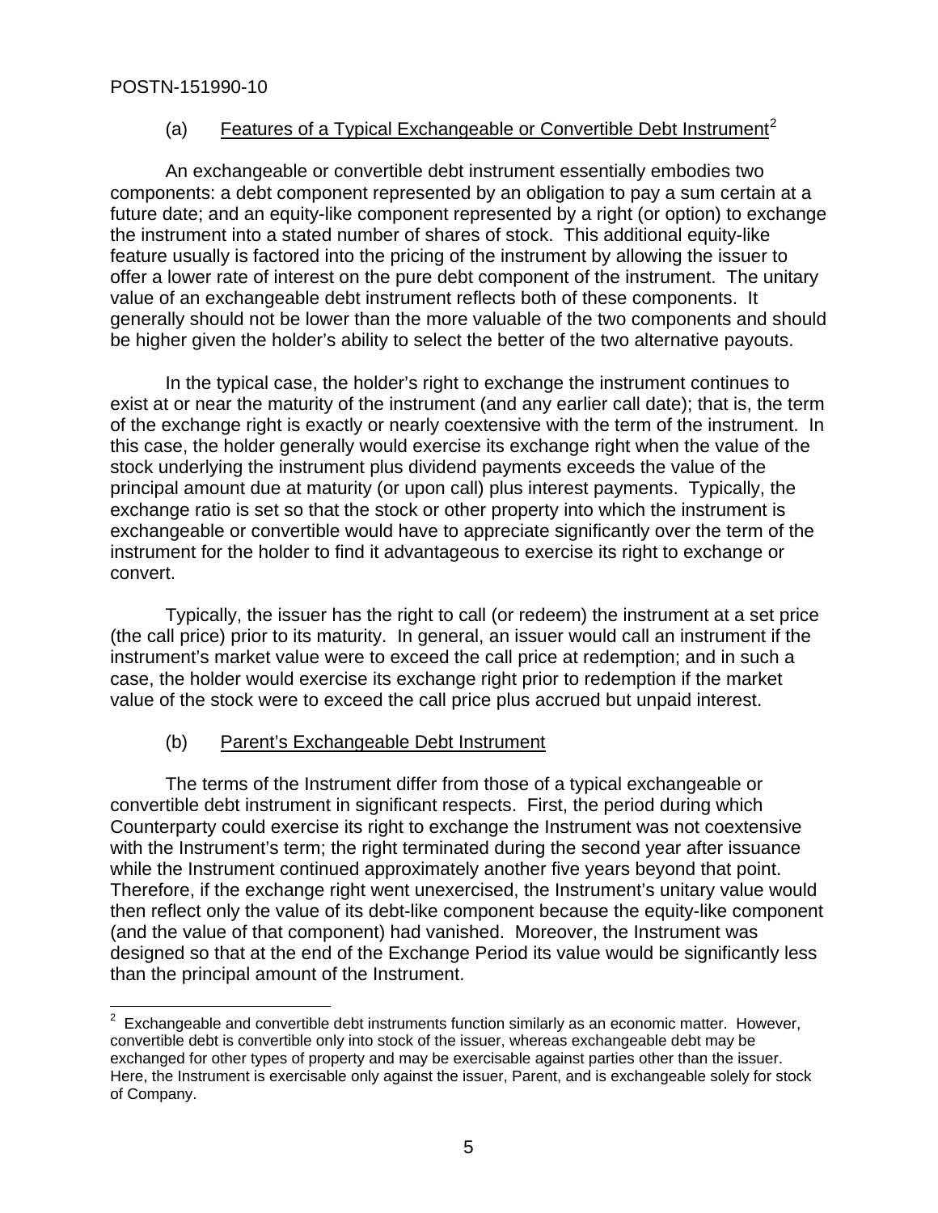### (a) Features of a Typical Exchangeable or Convertible Debt Instrument[2]

An exchangeable or convertible debt instrument essentially embodies two components: a debt component represented by an obligation to pay a sum certain at a future date; and an equity-like component represented by a right (or option) to exchange the instrument into a stated number of shares of stock. This additional equity-like feature usually is factored into the pricing of the instrument by allowing the issuer to offer a lower rate of interest on the pure debt component of the instrument. The unitary value of an exchangeable debt instrument reflects both of these components. It generally should not be lower than the more valuable of the two components and should be higher given the holder's ability to select the better of the two alternative payouts.

In the typical case, the holder's right to exchange the instrument continues to exist at or near the maturity of the instrument (and any earlier call date); that is, the term of the exchange right is exactly or nearly coextensive with the term of the instrument. In this case, the holder generally would exercise its exchange right when the value of the stock underlying the instrument plus dividend payments exceeds the value of the principal amount due at maturity (or upon call) plus interest payments. Typically, the exchange ratio is set so that the stock or other property into which the instrument is exchangeable or convertible would have to appreciate significantly over the term of the instrument for the holder to find it advantageous to exercise its right to exchange or convert.

Typically, the issuer has the right to call (or redeem) the instrument at a set price (the call price) prior to its maturity. In general, an issuer would call an instrument if the instrument's market value were to exceed the call price at redemption; and in such a case, the holder would exercise its exchange right prior to redemption if the market value of the stock were to exceed the call price plus accrued but unpaid interest.

### (b) Parent's Exchangeable Debt Instrument

The terms of the Instrument differ from those of a typical exchangeable or convertible debt instrument in significant respects. First, the period during which Counterparty could exercise its right to exchange the Instrument was not coextensive with the Instrument's term; the right terminated during the second year after issuance while the Instrument continued approximately another five years beyond that point. Therefore, if the exchange right went unexercised, the Instrument's unitary value would then reflect only the value of its debt-like component because the equity-like component (and the value of that component) had vanished. Moreover, the Instrument was designed so that at the end of the Exchange Period its value would be significantly less than the principal amount of the Instrument.

---

[2] Exchangeable and convertible debt instruments function similarly as an economic matter. However, convertible debt is convertible only into stock of the issuer, whereas exchangeable debt may be exchanged for other types of property and may be exercisable against parties other than the issuer. Here, the Instrument is exercisable only against the issuer, Parent, and is exchangeable solely for stock of Company.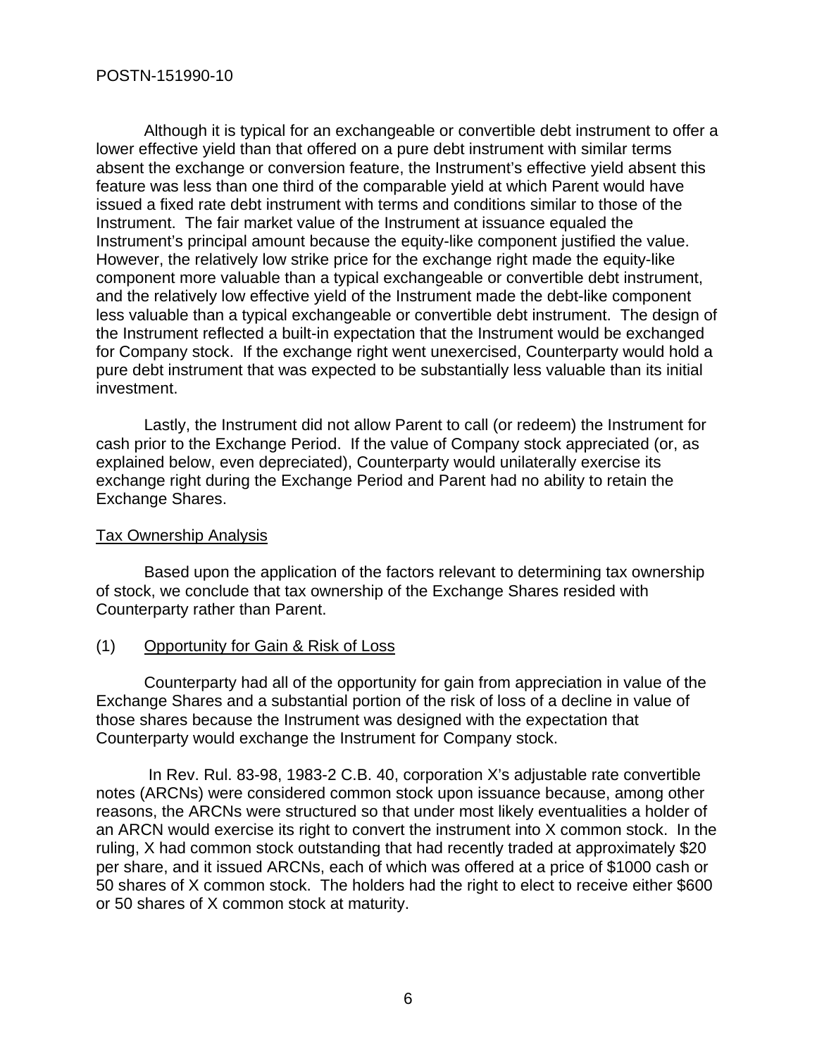Although it is typical for an exchangeable or convertible debt instrument to offer a lower effective yield than that offered on a pure debt instrument with similar terms absent the exchange or conversion feature, the Instrument's effective yield absent this feature was less than one third of the comparable yield at which Parent would have issued a fixed rate debt instrument with terms and conditions similar to those of the Instrument. The fair market value of the Instrument at issuance equaled the Instrument's principal amount because the equity-like component justified the value. However, the relatively low strike price for the exchange right made the equity-like component more valuable than a typical exchangeable or convertible debt instrument, and the relatively low effective yield of the Instrument made the debt-like component less valuable than a typical exchangeable or convertible debt instrument. The design of the Instrument reflected a built-in expectation that the Instrument would be exchanged for Company stock. If the exchange right went unexercised, Counterparty would hold a pure debt instrument that was expected to be substantially less valuable than its initial investment.

Lastly, the Instrument did not allow Parent to call (or redeem) the Instrument for cash prior to the Exchange Period. If the value of Company stock appreciated (or, as explained below, even depreciated), Counterparty would unilaterally exercise its exchange right during the Exchange Period and Parent had no ability to retain the Exchange Shares.

## Tax Ownership Analysis

Based upon the application of the factors relevant to determining tax ownership of stock, we conclude that tax ownership of the Exchange Shares resided with Counterparty rather than Parent.

### (1) Opportunity for Gain & Risk of Loss

Counterparty had all of the opportunity for gain from appreciation in value of the Exchange Shares and a substantial portion of the risk of loss of a decline in value of those shares because the Instrument was designed with the expectation that Counterparty would exchange the Instrument for Company stock.

In Rev. Rul. 83-98, 1983-2 C.B. 40, corporation X's adjustable rate convertible notes (ARCNs) were considered common stock upon issuance because, among other reasons, the ARCNs were structured so that under most likely eventualities a holder of an ARCN would exercise its right to convert the instrument into X common stock. In the ruling, X had common stock outstanding that had recently traded at approximately $20 per share, and it issued ARCNs, each of which was offered at a price of $1000 cash or 50 shares of X common stock. The holders had the right to elect to receive either $600 or 50 shares of X common stock at maturity.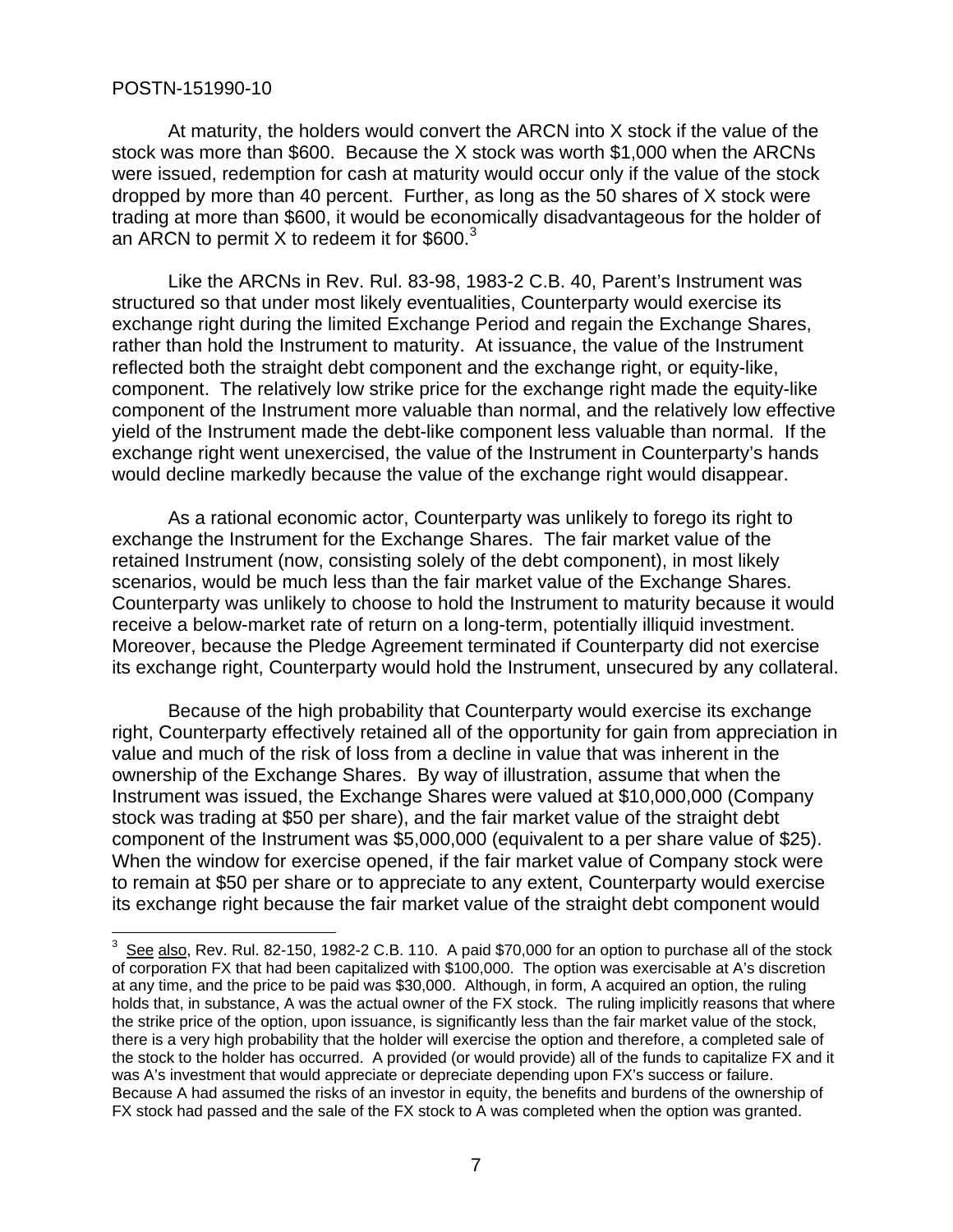At maturity, the holders would convert the ARCN into X stock if the value of the stock was more than \$600. Because the X stock was worth \$1,000 when the ARCNs were issued, redemption for cash at maturity would occur only if the value of the stock dropped by more than 40 percent. Further, as long as the 50 shares of X stock were trading at more than \$600, it would be economically disadvantageous for the holder of an ARCN to permit X to redeem it for \$600.[3]

Like the ARCNs in Rev. Rul. 83-98, 1983-2 C.B. 40, Parent's Instrument was structured so that under most likely eventualities, Counterparty would exercise its exchange right during the limited Exchange Period and regain the Exchange Shares, rather than hold the Instrument to maturity. At issuance, the value of the Instrument reflected both the straight debt component and the exchange right, or equity-like, component. The relatively low strike price for the exchange right made the equity-like component of the Instrument more valuable than normal, and the relatively low effective yield of the Instrument made the debt-like component less valuable than normal. If the exchange right went unexercised, the value of the Instrument in Counterparty's hands would decline markedly because the value of the exchange right would disappear.

As a rational economic actor, Counterparty was unlikely to forego its right to exchange the Instrument for the Exchange Shares. The fair market value of the retained Instrument (now, consisting solely of the debt component), in most likely scenarios, would be much less than the fair market value of the Exchange Shares. Counterparty was unlikely to choose to hold the Instrument to maturity because it would receive a below-market rate of return on a long-term, potentially illiquid investment. Moreover, because the Pledge Agreement terminated if Counterparty did not exercise its exchange right, Counterparty would hold the Instrument, unsecured by any collateral.

Because of the high probability that Counterparty would exercise its exchange right, Counterparty effectively retained all of the opportunity for gain from appreciation in value and much of the risk of loss from a decline in value that was inherent in the ownership of the Exchange Shares. By way of illustration, assume that when the Instrument was issued, the Exchange Shares were valued at \$10,000,000 (Company stock was trading at \$50 per share), and the fair market value of the straight debt component of the Instrument was \$5,000,000 (equivalent to a per share value of \$25). When the window for exercise opened, if the fair market value of Company stock were to remain at \$50 per share or to appreciate to any extent, Counterparty would exercise its exchange right because the fair market value of the straight debt component would

---

[3] <u>See also</u>, Rev. Rul. 82-150, 1982-2 C.B. 110. A paid \$70,000 for an option to purchase all of the stock of corporation FX that had been capitalized with \$100,000. The option was exercisable at A's discretion at any time, and the price to be paid was \$30,000. Although, in form, A acquired an option, the ruling holds that, in substance, A was the actual owner of the FX stock. The ruling implicitly reasons that where the strike price of the option, upon issuance, is significantly less than the fair market value of the stock, there is a very high probability that the holder will exercise the option and therefore, a completed sale of the stock to the holder has occurred. A provided (or would provide) all of the funds to capitalize FX and it was A's investment that would appreciate or depreciate depending upon FX's success or failure. Because A had assumed the risks of an investor in equity, the benefits and burdens of the ownership of FX stock had passed and the sale of the FX stock to A was completed when the option was granted.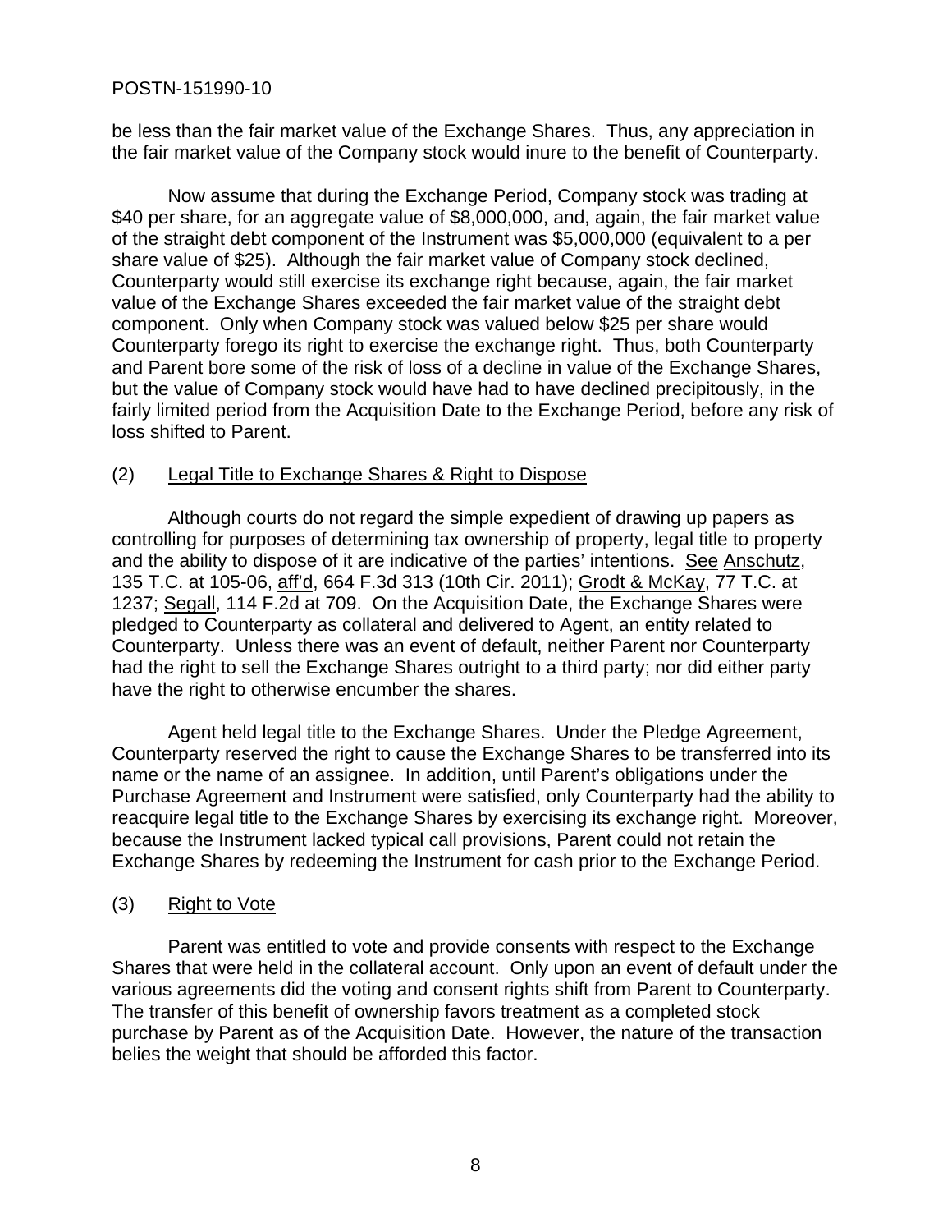be less than the fair market value of the Exchange Shares. Thus, any appreciation in the fair market value of the Company stock would inure to the benefit of Counterparty.

Now assume that during the Exchange Period, Company stock was trading at $40 per share, for an aggregate value of $8,000,000, and, again, the fair market value of the straight debt component of the Instrument was $5,000,000 (equivalent to a per share value of $25). Although the fair market value of Company stock declined, Counterparty would still exercise its exchange right because, again, the fair market value of the Exchange Shares exceeded the fair market value of the straight debt component. Only when Company stock was valued below $25 per share would Counterparty forego its right to exercise the exchange right. Thus, both Counterparty and Parent bore some of the risk of loss of a decline in value of the Exchange Shares, but the value of Company stock would have had to have declined precipitously, in the fairly limited period from the Acquisition Date to the Exchange Period, before any risk of loss shifted to Parent.

(2) Legal Title to Exchange Shares & Right to Dispose

Although courts do not regard the simple expedient of drawing up papers as controlling for purposes of determining tax ownership of property, legal title to property and the ability to dispose of it are indicative of the parties' intentions. See Anschutz, 135 T.C. at 105-06, aff'd, 664 F.3d 313 (10th Cir. 2011); Grodt & McKay, 77 T.C. at 1237; Segall, 114 F.2d at 709. On the Acquisition Date, the Exchange Shares were pledged to Counterparty as collateral and delivered to Agent, an entity related to Counterparty. Unless there was an event of default, neither Parent nor Counterparty had the right to sell the Exchange Shares outright to a third party; nor did either party have the right to otherwise encumber the shares.

Agent held legal title to the Exchange Shares. Under the Pledge Agreement, Counterparty reserved the right to cause the Exchange Shares to be transferred into its name or the name of an assignee. In addition, until Parent's obligations under the Purchase Agreement and Instrument were satisfied, only Counterparty had the ability to reacquire legal title to the Exchange Shares by exercising its exchange right. Moreover, because the Instrument lacked typical call provisions, Parent could not retain the Exchange Shares by redeeming the Instrument for cash prior to the Exchange Period.

(3) Right to Vote

Parent was entitled to vote and provide consents with respect to the Exchange Shares that were held in the collateral account. Only upon an event of default under the various agreements did the voting and consent rights shift from Parent to Counterparty. The transfer of this benefit of ownership favors treatment as a completed stock purchase by Parent as of the Acquisition Date. However, the nature of the transaction belies the weight that should be afforded this factor.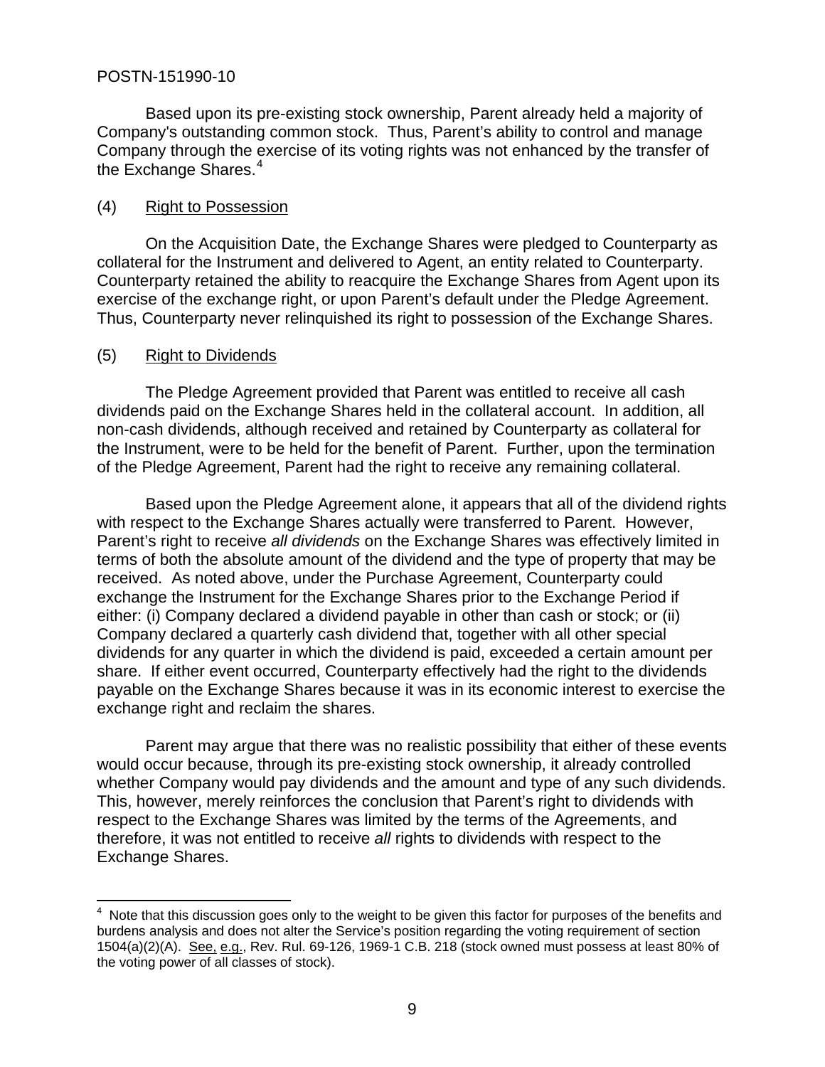Based upon its pre-existing stock ownership, Parent already held a majority of Company's outstanding common stock. Thus, Parent's ability to control and manage Company through the exercise of its voting rights was not enhanced by the transfer of the Exchange Shares.[4]

(4) Right to Possession

On the Acquisition Date, the Exchange Shares were pledged to Counterparty as collateral for the Instrument and delivered to Agent, an entity related to Counterparty. Counterparty retained the ability to reacquire the Exchange Shares from Agent upon its exercise of the exchange right, or upon Parent's default under the Pledge Agreement. Thus, Counterparty never relinquished its right to possession of the Exchange Shares.

(5) Right to Dividends

The Pledge Agreement provided that Parent was entitled to receive all cash dividends paid on the Exchange Shares held in the collateral account. In addition, all non-cash dividends, although received and retained by Counterparty as collateral for the Instrument, were to be held for the benefit of Parent. Further, upon the termination of the Pledge Agreement, Parent had the right to receive any remaining collateral.

Based upon the Pledge Agreement alone, it appears that all of the dividend rights with respect to the Exchange Shares actually were transferred to Parent. However, Parent's right to receive *all dividends* on the Exchange Shares was effectively limited in terms of both the absolute amount of the dividend and the type of property that may be received. As noted above, under the Purchase Agreement, Counterparty could exchange the Instrument for the Exchange Shares prior to the Exchange Period if either: (i) Company declared a dividend payable in other than cash or stock; or (ii) Company declared a quarterly cash dividend that, together with all other special dividends for any quarter in which the dividend is paid, exceeded a certain amount per share. If either event occurred, Counterparty effectively had the right to the dividends payable on the Exchange Shares because it was in its economic interest to exercise the exchange right and reclaim the shares.

Parent may argue that there was no realistic possibility that either of these events would occur because, through its pre-existing stock ownership, it already controlled whether Company would pay dividends and the amount and type of any such dividends. This, however, merely reinforces the conclusion that Parent's right to dividends with respect to the Exchange Shares was limited by the terms of the Agreements, and therefore, it was not entitled to receive *all* rights to dividends with respect to the Exchange Shares.

[4] Note that this discussion goes only to the weight to be given this factor for purposes of the benefits and burdens analysis and does not alter the Service's position regarding the voting requirement of section 1504(a)(2)(A). See, e.g., Rev. Rul. 69-126, 1969-1 C.B. 218 (stock owned must possess at least 80% of the voting power of all classes of stock).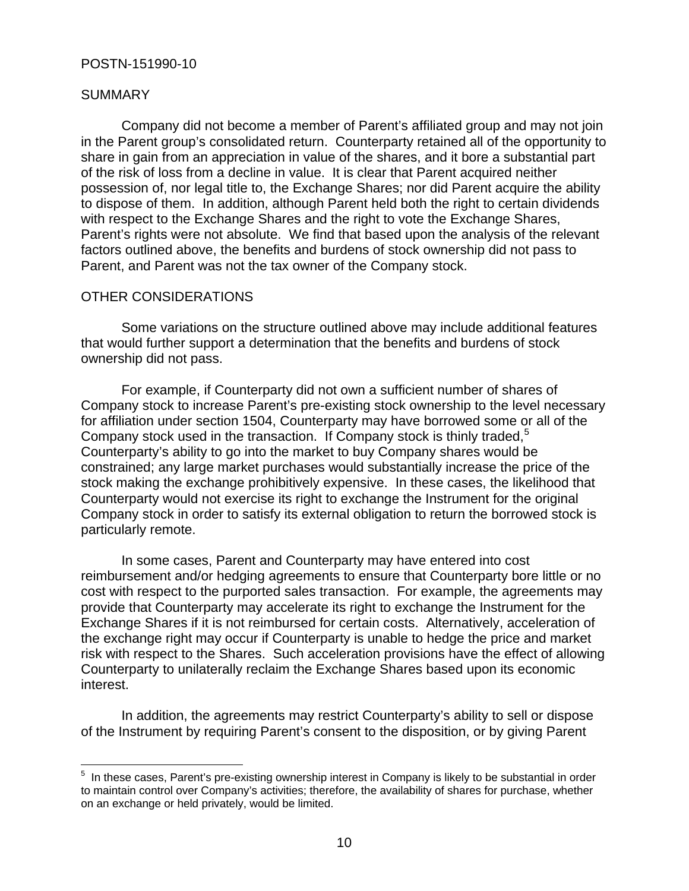POSTN-151990-10

## SUMMARY

Company did not become a member of Parent's affiliated group and may not join in the Parent group's consolidated return. Counterparty retained all of the opportunity to share in gain from an appreciation in value of the shares, and it bore a substantial part of the risk of loss from a decline in value. It is clear that Parent acquired neither possession of, nor legal title to, the Exchange Shares; nor did Parent acquire the ability to dispose of them. In addition, although Parent held both the right to certain dividends with respect to the Exchange Shares and the right to vote the Exchange Shares, Parent's rights were not absolute. We find that based upon the analysis of the relevant factors outlined above, the benefits and burdens of stock ownership did not pass to Parent, and Parent was not the tax owner of the Company stock.

## OTHER CONSIDERATIONS

Some variations on the structure outlined above may include additional features that would further support a determination that the benefits and burdens of stock ownership did not pass.

For example, if Counterparty did not own a sufficient number of shares of Company stock to increase Parent's pre-existing stock ownership to the level necessary for affiliation under section 1504, Counterparty may have borrowed some or all of the Company stock used in the transaction. If Company stock is thinly traded,[5] Counterparty's ability to go into the market to buy Company shares would be constrained; any large market purchases would substantially increase the price of the stock making the exchange prohibitively expensive. In these cases, the likelihood that Counterparty would not exercise its right to exchange the Instrument for the original Company stock in order to satisfy its external obligation to return the borrowed stock is particularly remote.

In some cases, Parent and Counterparty may have entered into cost reimbursement and/or hedging agreements to ensure that Counterparty bore little or no cost with respect to the purported sales transaction. For example, the agreements may provide that Counterparty may accelerate its right to exchange the Instrument for the Exchange Shares if it is not reimbursed for certain costs. Alternatively, acceleration of the exchange right may occur if Counterparty is unable to hedge the price and market risk with respect to the Shares. Such acceleration provisions have the effect of allowing Counterparty to unilaterally reclaim the Exchange Shares based upon its economic interest.

In addition, the agreements may restrict Counterparty's ability to sell or dispose of the Instrument by requiring Parent's consent to the disposition, or by giving Parent

---

[5] In these cases, Parent's pre-existing ownership interest in Company is likely to be substantial in order to maintain control over Company's activities; therefore, the availability of shares for purchase, whether on an exchange or held privately, would be limited.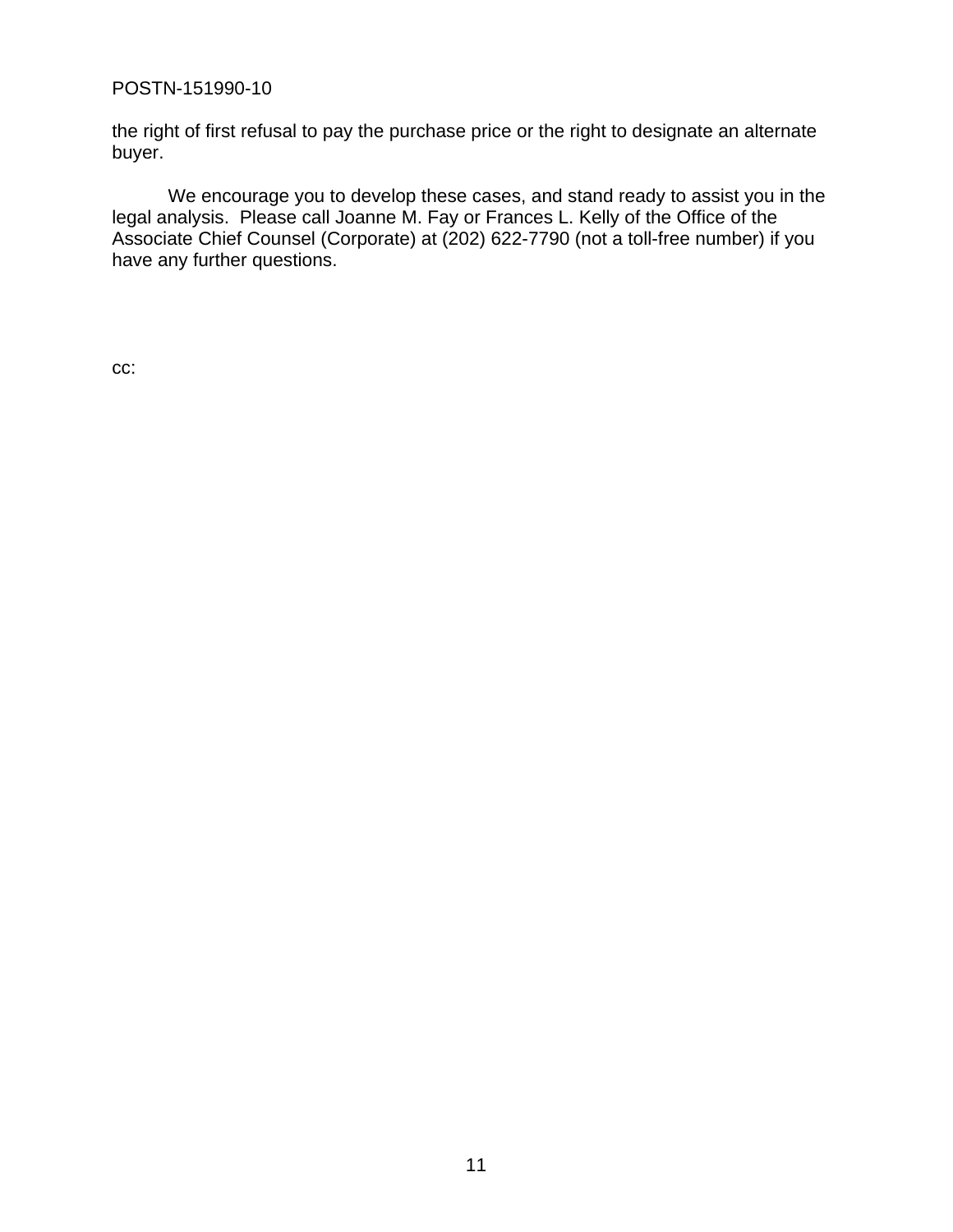the right of first refusal to pay the purchase price or the right to designate an alternate buyer.

We encourage you to develop these cases, and stand ready to assist you in the legal analysis. Please call Joanne M. Fay or Frances L. Kelly of the Office of the Associate Chief Counsel (Corporate) at (202) 622-7790 (not a toll-free number) if you have any further questions.

cc: